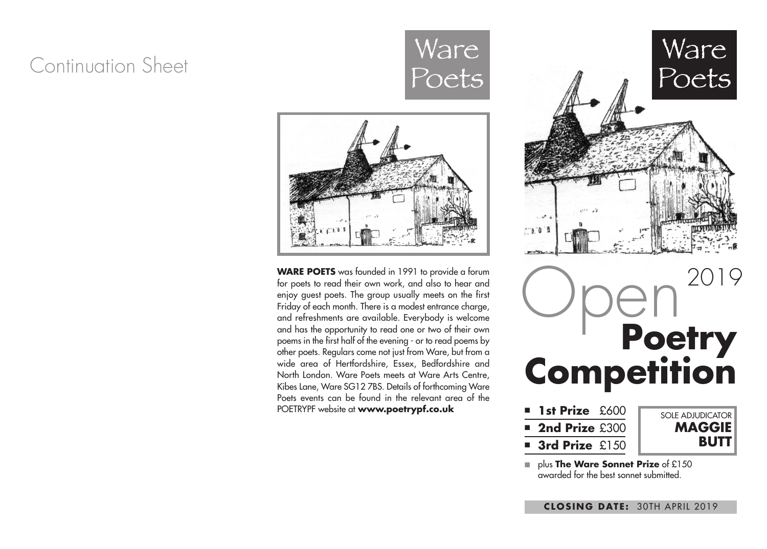# Continuation Sheet

Ware Poets

**WARE POETS** was founded in 1991 to provide a forum for poets to read their own work, and also to hear and enjoy guest poets. The group usually meets on the first Friday of each month. There is a modest entrance charge, and refreshments are available. Everybody is welcome and has the opportunity to read one or two of their own poems in the first half of the evening - or to read poems by other poets. Regulars come not just from Ware, but from a wide area of Hertfordshire, Essex, Bedfordshire and North London. Ware Poets meets at Ware Arts Centre, Kibes Lane, Ware SG12 7BS. Details of forthcoming Ware Poets events can be found in the relevant area of the POETRYPF website at **www.poetrypf.co.uk**

Ware Poets

# Open 2019 Poetry Competition

- **1st Prize** £600
- **2nd Prize** £300
- **3rd Prize** £150

SOLE ADJUDICATOR **MAGGIE BUTT**

- plus **The Ware Sonnet Prize** of £150 awarded for the best sonnet submitted.

**CLOSING DATE:** 30TH APRIL 2019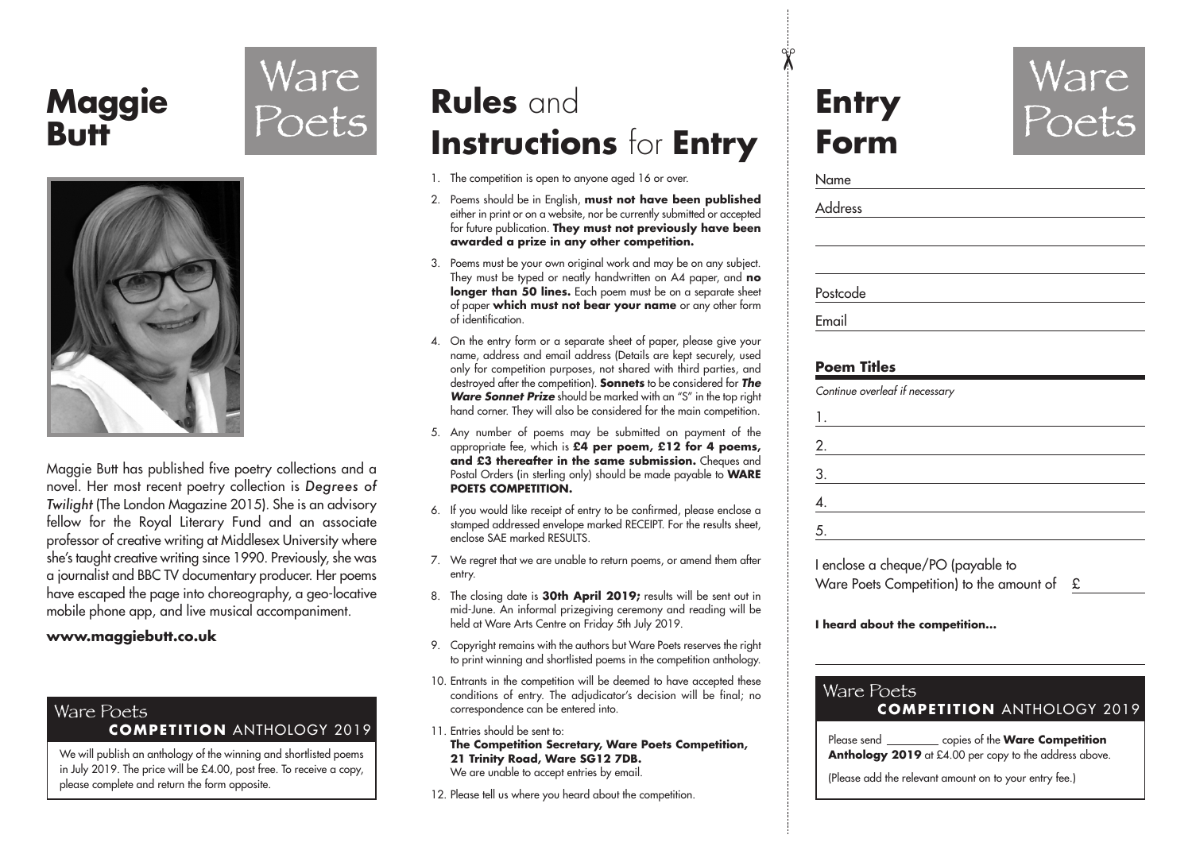# Maggie Butt

Ware Poets

Maggie Butt has published five poetry collections and a novel. Her most recent poetry collection is *Degrees of Twilight* (The London Magazine 2015). She is an advisory fellow for the Royal Literary Fund and an associate professor of creative writing at Middlesex University where she's taught creative writing since 1990. Previously, she was a journalist and BBC TV documentary producer. Her poems have escaped the page into choreography, a geo-locative mobile phone app, and live musical accompaniment.

**www.maggiebutt.co.uk**

### Ware Poets **COMPETITION** ANTHOLOGY 2019

We will publish an anthology of the winning and shortlisted poems in July 2019. The price will be £4.00, post free. To receive a copy, please complete and return the form opposite.

# **Rules** and **Instructions** for **Entry**

1. The competition is open to anyone aged 16 or over.
2. Poems should be in English, **must not have been published** either in print or on a website, nor be currently submitted or accepted for future publication. **They must not previously have been awarded a prize in any other competition.**
3. Poems must be your own original work and may be on any subject. They must be typed or neatly handwritten on A4 paper, and **no longer than 50 lines.** Each poem must be on a separate sheet of paper **which must not bear your name** or any other form of identification.
4. On the entry form or a separate sheet of paper, please give your name, address and email address (Details are kept securely, used only for competition purposes, not shared with third parties, and destroyed after the competition). **Sonnets** to be considered for ***The Ware Sonnet Prize*** should be marked with an "S" in the top right hand corner. They will also be considered for the main competition.
5. Any number of poems may be submitted on payment of the appropriate fee, which is **£4 per poem, £12 for 4 poems, and £3 thereafter in the same submission.** Cheques and Postal Orders (in sterling only) should be made payable to **WARE POETS COMPETITION.**
6. If you would like receipt of entry to be confirmed, please enclose a stamped addressed envelope marked RECEIPT. For the results sheet, enclose SAE marked RESULTS.
7. We regret that we are unable to return poems, or amend them after entry.
8. The closing date is **30th April 2019;** results will be sent out in mid-June. An informal prizegiving ceremony and reading will be held at Ware Arts Centre on Friday 5th July 2019.
9. Copyright remains with the authors but Ware Poets reserves the right to print winning and shortlisted poems in the competition anthology.
10. Entrants in the competition will be deemed to have accepted these conditions of entry. The adjudicator's decision will be final; no correspondence can be entered into.
11. Entries should be sent to:
    **The Competition Secretary, Ware Poets Competition, 21 Trinity Road, Ware SG12 7DB.**
    We are unable to accept entries by email.
12. Please tell us where you heard about the competition.

# **Entry Form**

Ware Poets

Name

Address

Postcode

Email

**Poem Titles**

*Continue overleaf if necessary*

1.

2.

3.

4.

5.

I enclose a cheque/PO (payable to Ware Poets Competition) to the amount of £

**I heard about the competition...**

### Ware Poets **COMPETITION** ANTHOLOGY 2019

Please send \_\_\_\_\_\_\_\_\_ copies of the **Ware Competition Anthology 2019** at £4.00 per copy to the address above.

(Please add the relevant amount on to your entry fee.)